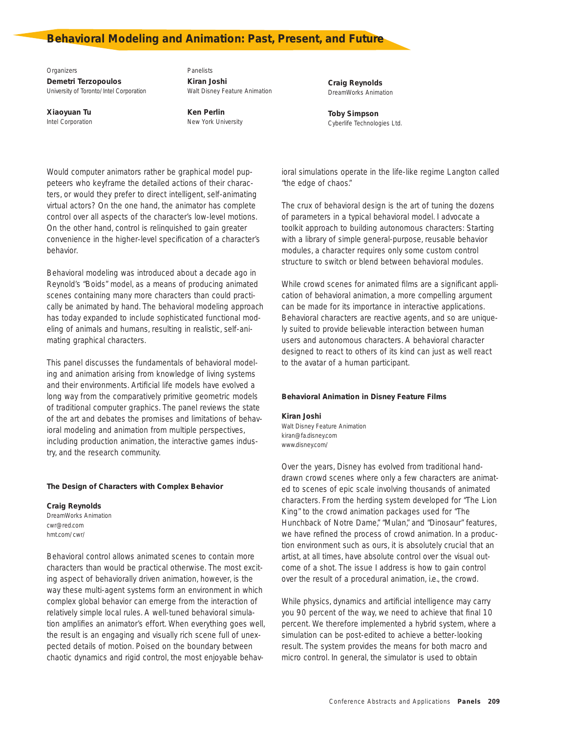# Behavioral Modeling and Animation: Past, Present, and Future

Organizers

**Demetri Terzopoulos**
University of Toronto/Intel Corporation

**Xiaoyuan Tu**
Intel Corporation

Panelists

**Kiran Joshi**
Walt Disney Feature Animation

**Ken Perlin**
New York University

**Craig Reynolds**
DreamWorks Animation

**Toby Simpson**
Cyberlife Technologies Ltd.

Would computer animators rather be graphical model puppeteers who keyframe the detailed actions of their characters, or would they prefer to direct intelligent, self-animating virtual actors? On the one hand, the animator has complete control over all aspects of the character's low-level motions. On the other hand, control is relinquished to gain greater convenience in the higher-level specification of a character's behavior.

Behavioral modeling was introduced about a decade ago in Reynold's "Boids" model, as a means of producing animated scenes containing many more characters than could practically be animated by hand. The behavioral modeling approach has today expanded to include sophisticated functional modeling of animals and humans, resulting in realistic, self-animating graphical characters.

This panel discusses the fundamentals of behavioral modeling and animation arising from knowledge of living systems and their environments. Artificial life models have evolved a long way from the comparatively primitive geometric models of traditional computer graphics. The panel reviews the state of the art and debates the promises and limitations of behavioral modeling and animation from multiple perspectives, including production animation, the interactive games industry, and the research community.

### The Design of Characters with Complex Behavior

**Craig Reynolds**
DreamWorks Animation
cwr@red.com
hmt.com/cwr/

Behavioral control allows animated scenes to contain more characters than would be practical otherwise. The most exciting aspect of behaviorally driven animation, however, is the way these multi-agent systems form an environment in which complex global behavior can emerge from the interaction of relatively simple local rules. A well-tuned behavioral simulation amplifies an animator's effort. When everything goes well, the result is an engaging and visually rich scene full of unexpected details of motion. Poised on the boundary between chaotic dynamics and rigid control, the most enjoyable behavioral simulations operate in the life-like regime Langton called "the edge of chaos."

The crux of behavioral design is the art of tuning the dozens of parameters in a typical behavioral model. I advocate a toolkit approach to building autonomous characters: Starting with a library of simple general-purpose, reusable behavior modules, a character requires only some custom control structure to switch or blend between behavioral modules.

While crowd scenes for animated films are a significant application of behavioral animation, a more compelling argument can be made for its importance in interactive applications. Behavioral characters are reactive agents, and so are uniquely suited to provide believable interaction between human users and autonomous characters. A behavioral character designed to react to others of its kind can just as well react to the avatar of a human participant.

### Behavioral Animation in Disney Feature Films

**Kiran Joshi**
Walt Disney Feature Animation
kiran@fa.disney.com
www.disney.com/

Over the years, Disney has evolved from traditional hand-drawn crowd scenes where only a few characters are animated to scenes of epic scale involving thousands of animated characters. From the herding system developed for "The Lion King" to the crowd animation packages used for "The Hunchback of Notre Dame," "Mulan," and "Dinosaur" features, we have refined the process of crowd animation. In a production environment such as ours, it is absolutely crucial that an artist, at all times, have absolute control over the visual outcome of a shot. The issue I address is how to gain control over the result of a procedural animation, i.e., the crowd.

While physics, dynamics and artificial intelligence may carry you 90 percent of the way, we need to achieve that final 10 percent. We therefore implemented a hybrid system, where a simulation can be post-edited to achieve a better-looking result. The system provides the means for both macro and micro control. In general, the simulator is used to obtain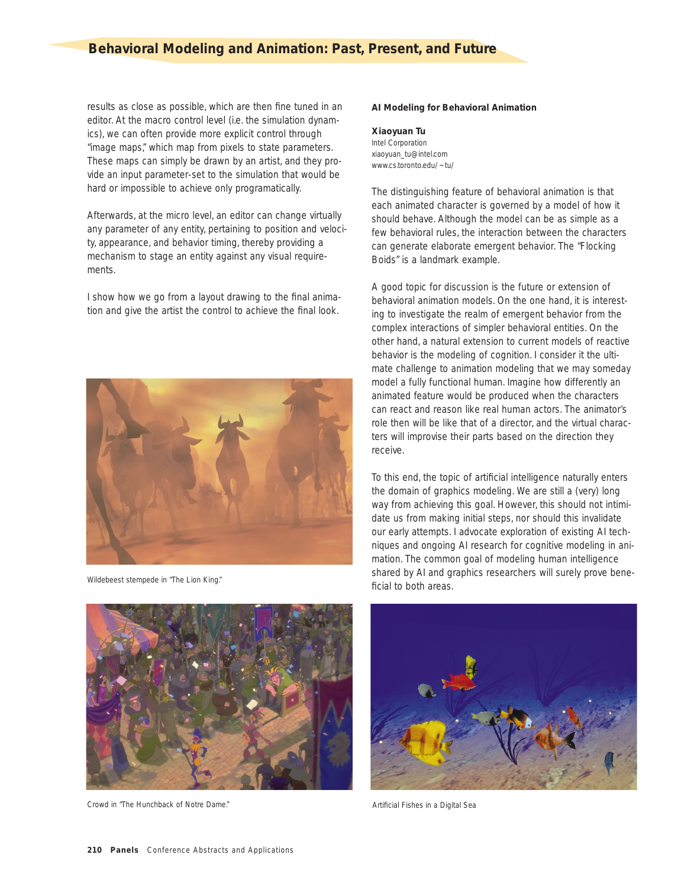results as close as possible, which are then fine tuned in an editor. At the macro control level (i.e. the simulation dynamics), we can often provide more explicit control through "image maps," which map from pixels to state parameters. These maps can simply be drawn by an artist, and they provide an input parameter-set to the simulation that would be hard or impossible to achieve only programatically.

Afterwards, at the micro level, an editor can change virtually any parameter of any entity, pertaining to position and velocity, appearance, and behavior timing, thereby providing a mechanism to stage an entity against any visual requirements.

I show how we go from a layout drawing to the final animation and give the artist the control to achieve the final look.

Wildebeest stempede in "The Lion King."

Crowd in "The Hunchback of Notre Dame."

### AI Modeling for Behavioral Animation

**Xiaoyuan Tu**
Intel Corporation
xiaoyuan_tu@intel.com
www.cs.toronto.edu/~tu/

The distinguishing feature of behavioral animation is that each animated character is governed by a model of how it should behave. Although the model can be as simple as a few behavioral rules, the interaction between the characters can generate elaborate emergent behavior. The "Flocking Boids" is a landmark example.

A good topic for discussion is the future or extension of behavioral animation models. On the one hand, it is interesting to investigate the realm of emergent behavior from the complex interactions of simpler behavioral entities. On the other hand, a natural extension to current models of reactive behavior is the modeling of cognition. I consider it the ultimate challenge to animation modeling that we may someday model a fully functional human. Imagine how differently an animated feature would be produced when the characters can react and reason like real human actors. The animator's role then will be like that of a director, and the virtual characters will improvise their parts based on the direction they receive.

To this end, the topic of artificial intelligence naturally enters the domain of graphics modeling. We are still a (very) long way from achieving this goal. However, this should not intimidate us from making initial steps, nor should this invalidate our early attempts. I advocate exploration of existing AI techniques and ongoing AI research for cognitive modeling in animation. The common goal of modeling human intelligence shared by AI and graphics researchers will surely prove beneficial to both areas.

Artificial Fishes in a Digital Sea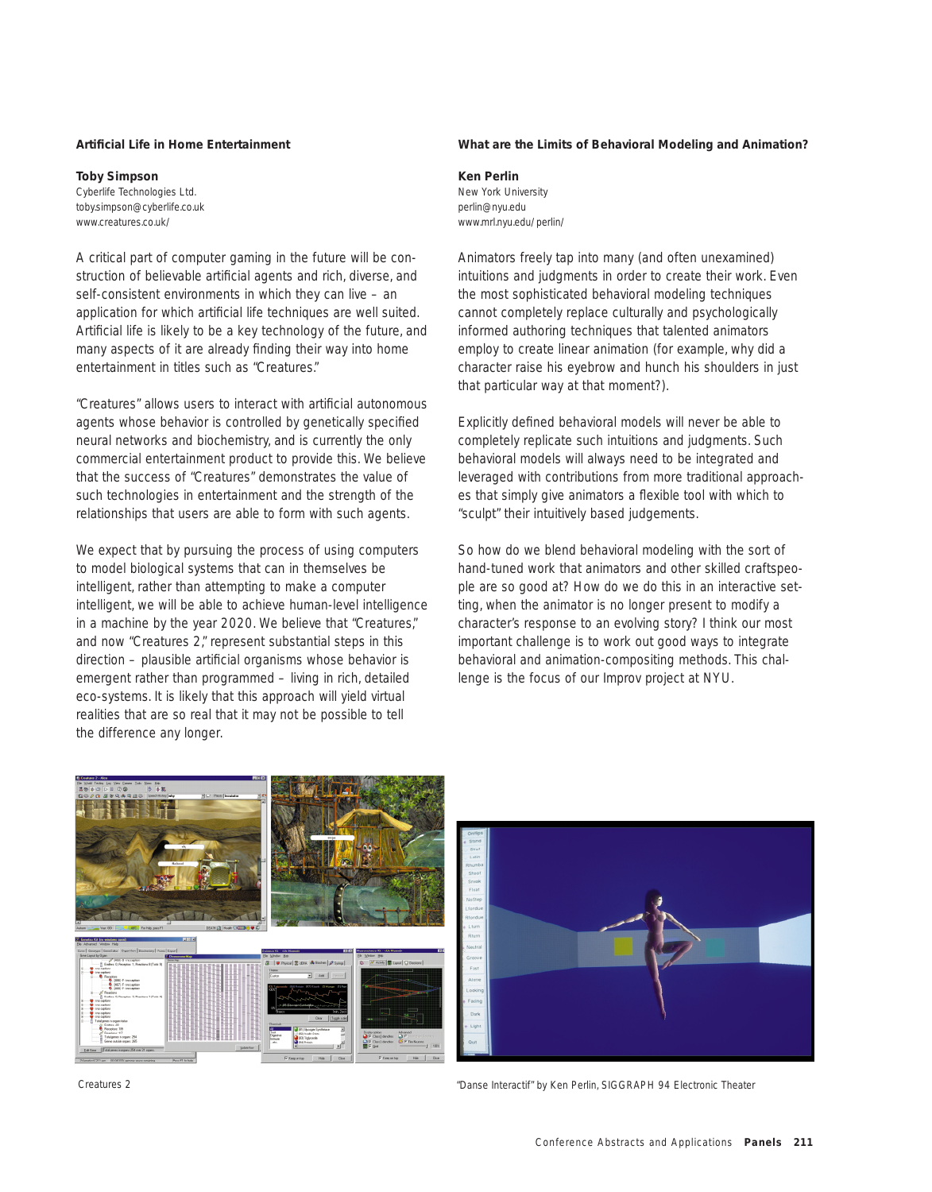### Artificial Life in Home Entertainment

**Toby Simpson**
Cyberlife Technologies Ltd.
toby.simpson@cyberlife.co.uk
www.creatures.co.uk/

A critical part of computer gaming in the future will be construction of believable artificial agents and rich, diverse, and self-consistent environments in which they can live – an application for which artificial life techniques are well suited. Artificial life is likely to be a key technology of the future, and many aspects of it are already finding their way into home entertainment in titles such as "Creatures."

"Creatures" allows users to interact with artificial autonomous agents whose behavior is controlled by genetically specified neural networks and biochemistry, and is currently the only commercial entertainment product to provide this. We believe that the success of "Creatures" demonstrates the value of such technologies in entertainment and the strength of the relationships that users are able to form with such agents.

We expect that by pursuing the process of using computers to model biological systems that can in themselves be intelligent, rather than attempting to make a computer intelligent, we will be able to achieve human-level intelligence in a machine by the year 2020. We believe that "Creatures," and now "Creatures 2," represent substantial steps in this direction – plausible artificial organisms whose behavior is emergent rather than programmed – living in rich, detailed eco-systems. It is likely that this approach will yield virtual realities that are so real that it may not be possible to tell the difference any longer.

Creatures 2

### What are the Limits of Behavioral Modeling and Animation?

**Ken Perlin**
New York University
perlin@nyu.edu
www.mrl.nyu.edu/perlin/

Animators freely tap into many (and often unexamined) intuitions and judgments in order to create their work. Even the most sophisticated behavioral modeling techniques cannot completely replace culturally and psychologically informed authoring techniques that talented animators employ to create linear animation (for example, why did a character raise his eyebrow and hunch his shoulders in just that particular way at that moment?).

Explicitly defined behavioral models will never be able to completely replicate such intuitions and judgments. Such behavioral models will always need to be integrated and leveraged with contributions from more traditional approaches that simply give animators a flexible tool with which to "sculpt" their intuitively based judgements.

So how do we blend behavioral modeling with the sort of hand-tuned work that animators and other skilled craftspeople are so good at? How do we do this in an interactive setting, when the animator is no longer present to modify a character's response to an evolving story? I think our most important challenge is to work out good ways to integrate behavioral and animation-compositing methods. This challenge is the focus of our Improv project at NYU.

"Danse Interactif" by Ken Perlin, SIGGRAPH 94 Electronic Theater